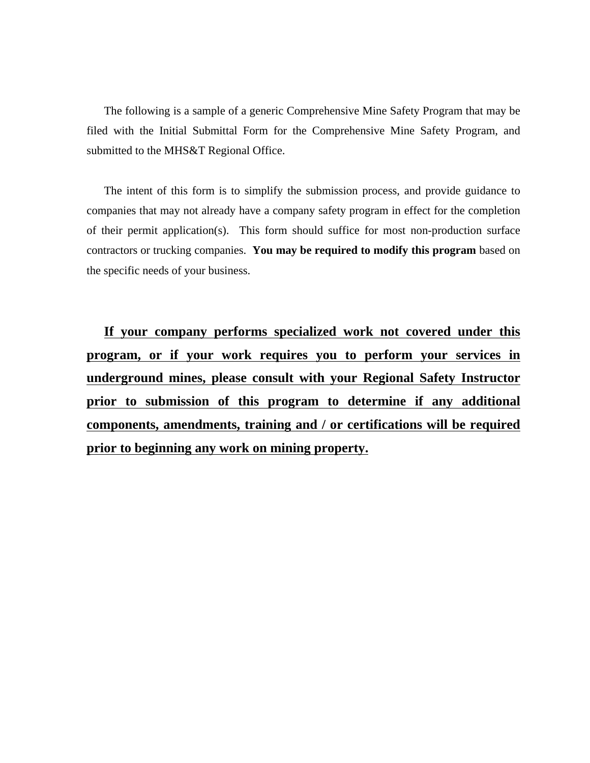The following is a sample of a generic Comprehensive Mine Safety Program that may be filed with the Initial Submittal Form for the Comprehensive Mine Safety Program, and submitted to the MHS&T Regional Office.

The intent of this form is to simplify the submission process, and provide guidance to companies that may not already have a company safety program in effect for the completion of their permit application(s). This form should suffice for most non-production surface contractors or trucking companies. **You may be required to modify this program** based on the specific needs of your business.

<u>**If your company performs specialized work not covered under this program, or if your work requires you to perform your services in underground mines, please consult with your Regional Safety Instructor prior to submission of this program to determine if any additional components, amendments, training and / or certifications will be required prior to beginning any work on mining property.**</u>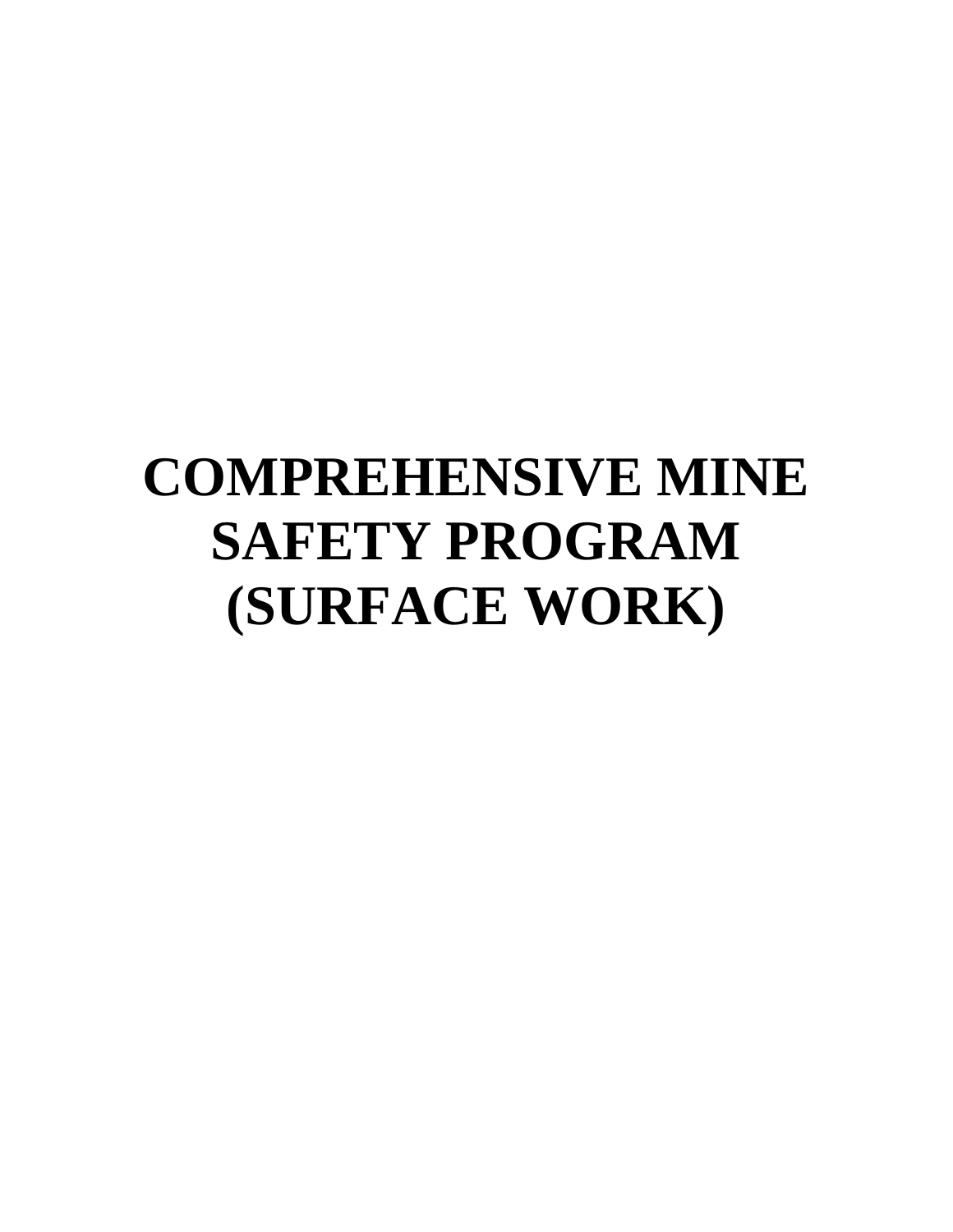# COMPREHENSIVE MINE SAFETY PROGRAM (SURFACE WORK)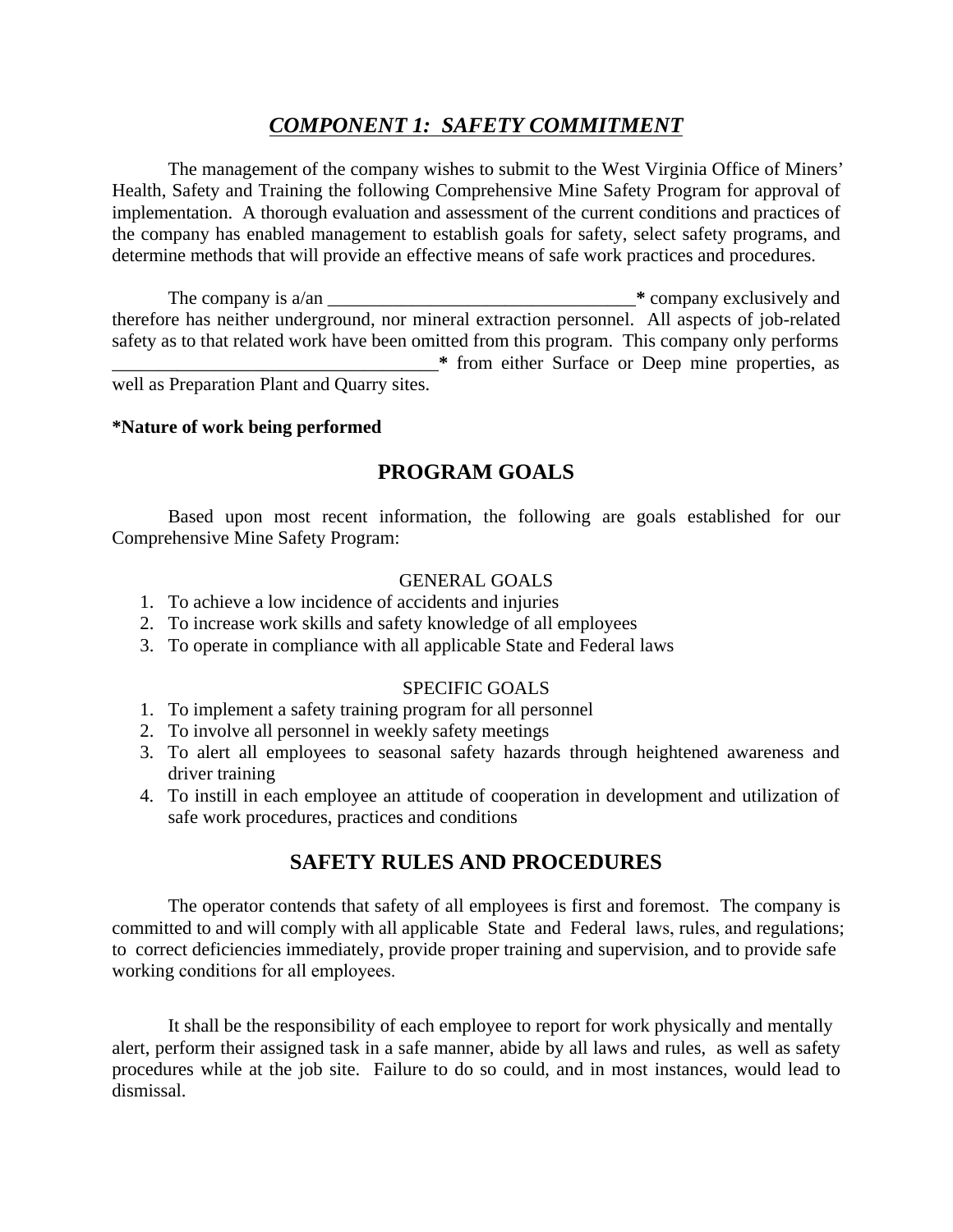## *COMPONENT 1: SAFETY COMMITMENT*

The management of the company wishes to submit to the West Virginia Office of Miners' Health, Safety and Training the following Comprehensive Mine Safety Program for approval of implementation. A thorough evaluation and assessment of the current conditions and practices of the company has enabled management to establish goals for safety, select safety programs, and determine methods that will provide an effective means of safe work practices and procedures.

The company is a/an _________________________________**\*** company exclusively and therefore has neither underground, nor mineral extraction personnel. All aspects of job-related safety as to that related work have been omitted from this program. This company only performs ___________________________________**\*** from either Surface or Deep mine properties, as well as Preparation Plant and Quarry sites.

**\*Nature of work being performed**

## PROGRAM GOALS

Based upon most recent information, the following are goals established for our Comprehensive Mine Safety Program:

GENERAL GOALS

1. To achieve a low incidence of accidents and injuries
2. To increase work skills and safety knowledge of all employees
3. To operate in compliance with all applicable State and Federal laws

SPECIFIC GOALS

1. To implement a safety training program for all personnel
2. To involve all personnel in weekly safety meetings
3. To alert all employees to seasonal safety hazards through heightened awareness and driver training
4. To instill in each employee an attitude of cooperation in development and utilization of safe work procedures, practices and conditions

## SAFETY RULES AND PROCEDURES

The operator contends that safety of all employees is first and foremost. The company is committed to and will comply with all applicable State and Federal laws, rules, and regulations; to correct deficiencies immediately, provide proper training and supervision, and to provide safe working conditions for all employees.

It shall be the responsibility of each employee to report for work physically and mentally alert, perform their assigned task in a safe manner, abide by all laws and rules, as well as safety procedures while at the job site. Failure to do so could, and in most instances, would lead to dismissal.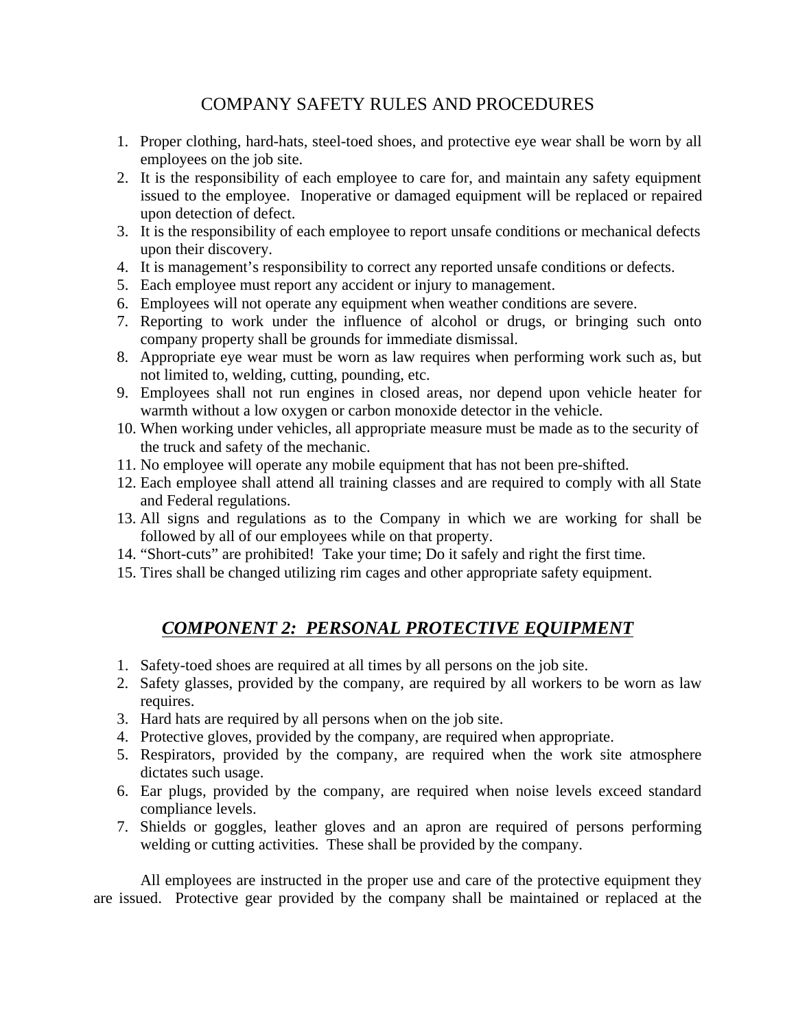# COMPANY SAFETY RULES AND PROCEDURES

1. Proper clothing, hard-hats, steel-toed shoes, and protective eye wear shall be worn by all employees on the job site.
2. It is the responsibility of each employee to care for, and maintain any safety equipment issued to the employee. Inoperative or damaged equipment will be replaced or repaired upon detection of defect.
3. It is the responsibility of each employee to report unsafe conditions or mechanical defects upon their discovery.
4. It is management's responsibility to correct any reported unsafe conditions or defects.
5. Each employee must report any accident or injury to management.
6. Employees will not operate any equipment when weather conditions are severe.
7. Reporting to work under the influence of alcohol or drugs, or bringing such onto company property shall be grounds for immediate dismissal.
8. Appropriate eye wear must be worn as law requires when performing work such as, but not limited to, welding, cutting, pounding, etc.
9. Employees shall not run engines in closed areas, nor depend upon vehicle heater for warmth without a low oxygen or carbon monoxide detector in the vehicle.
10. When working under vehicles, all appropriate measure must be made as to the security of the truck and safety of the mechanic.
11. No employee will operate any mobile equipment that has not been pre-shifted.
12. Each employee shall attend all training classes and are required to comply with all State and Federal regulations.
13. All signs and regulations as to the Company in which we are working for shall be followed by all of our employees while on that property.
14. "Short-cuts" are prohibited! Take your time; Do it safely and right the first time.
15. Tires shall be changed utilizing rim cages and other appropriate safety equipment.

## ***COMPONENT 2: PERSONAL PROTECTIVE EQUIPMENT***

1. Safety-toed shoes are required at all times by all persons on the job site.
2. Safety glasses, provided by the company, are required by all workers to be worn as law requires.
3. Hard hats are required by all persons when on the job site.
4. Protective gloves, provided by the company, are required when appropriate.
5. Respirators, provided by the company, are required when the work site atmosphere dictates such usage.
6. Ear plugs, provided by the company, are required when noise levels exceed standard compliance levels.
7. Shields or goggles, leather gloves and an apron are required of persons performing welding or cutting activities. These shall be provided by the company.

All employees are instructed in the proper use and care of the protective equipment they are issued. Protective gear provided by the company shall be maintained or replaced at the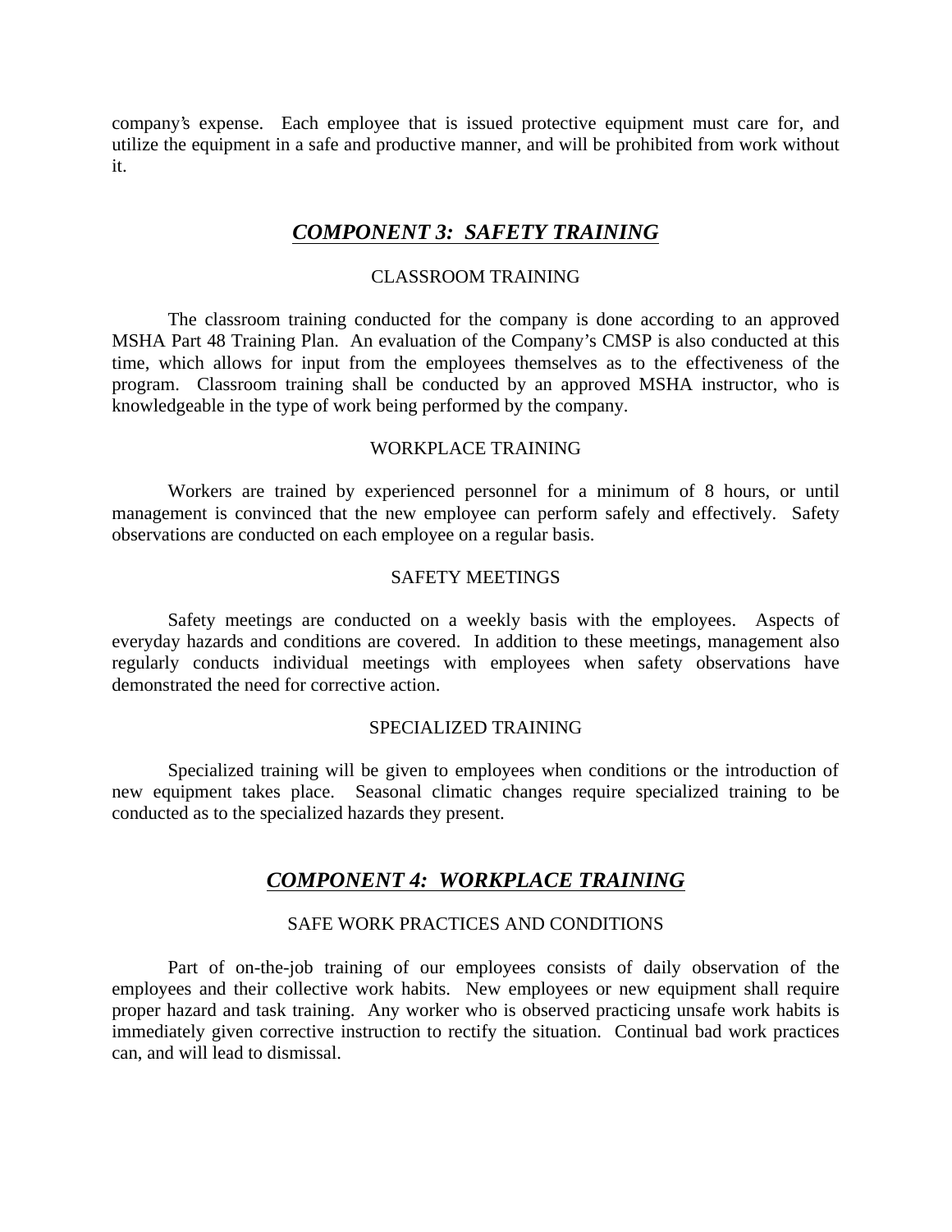company's expense. Each employee that is issued protective equipment must care for, and utilize the equipment in a safe and productive manner, and will be prohibited from work without it.

## ***COMPONENT 3: SAFETY TRAINING***

### CLASSROOM TRAINING

The classroom training conducted for the company is done according to an approved MSHA Part 48 Training Plan. An evaluation of the Company's CMSP is also conducted at this time, which allows for input from the employees themselves as to the effectiveness of the program. Classroom training shall be conducted by an approved MSHA instructor, who is knowledgeable in the type of work being performed by the company.

### WORKPLACE TRAINING

Workers are trained by experienced personnel for a minimum of 8 hours, or until management is convinced that the new employee can perform safely and effectively. Safety observations are conducted on each employee on a regular basis.

### SAFETY MEETINGS

Safety meetings are conducted on a weekly basis with the employees. Aspects of everyday hazards and conditions are covered. In addition to these meetings, management also regularly conducts individual meetings with employees when safety observations have demonstrated the need for corrective action.

### SPECIALIZED TRAINING

Specialized training will be given to employees when conditions or the introduction of new equipment takes place. Seasonal climatic changes require specialized training to be conducted as to the specialized hazards they present.

## ***COMPONENT 4: WORKPLACE TRAINING***

### SAFE WORK PRACTICES AND CONDITIONS

Part of on-the-job training of our employees consists of daily observation of the employees and their collective work habits. New employees or new equipment shall require proper hazard and task training. Any worker who is observed practicing unsafe work habits is immediately given corrective instruction to rectify the situation. Continual bad work practices can, and will lead to dismissal.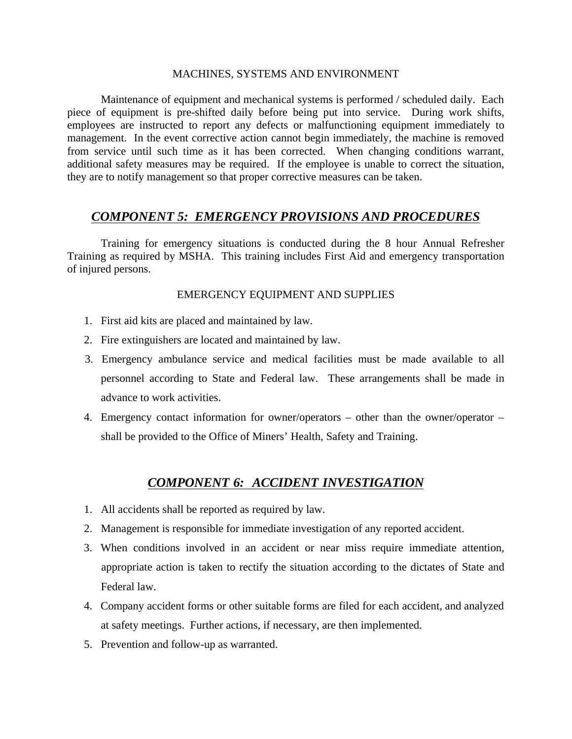MACHINES, SYSTEMS AND ENVIRONMENT

Maintenance of equipment and mechanical systems is performed / scheduled daily. Each piece of equipment is pre-shifted daily before being put into service. During work shifts, employees are instructed to report any defects or malfunctioning equipment immediately to management. In the event corrective action cannot begin immediately, the machine is removed from service until such time as it has been corrected. When changing conditions warrant, additional safety measures may be required. If the employee is unable to correct the situation, they are to notify management so that proper corrective measures can be taken.

## ***COMPONENT 5: EMERGENCY PROVISIONS AND PROCEDURES***

Training for emergency situations is conducted during the 8 hour Annual Refresher Training as required by MSHA. This training includes First Aid and emergency transportation of injured persons.

EMERGENCY EQUIPMENT AND SUPPLIES

1. First aid kits are placed and maintained by law.
2. Fire extinguishers are located and maintained by law.
3. Emergency ambulance service and medical facilities must be made available to all personnel according to State and Federal law. These arrangements shall be made in advance to work activities.
4. Emergency contact information for owner/operators – other than the owner/operator – shall be provided to the Office of Miners' Health, Safety and Training.

## ***COMPONENT 6: ACCIDENT INVESTIGATION***

1. All accidents shall be reported as required by law.
2. Management is responsible for immediate investigation of any reported accident.
3. When conditions involved in an accident or near miss require immediate attention, appropriate action is taken to rectify the situation according to the dictates of State and Federal law.
4. Company accident forms or other suitable forms are filed for each accident, and analyzed at safety meetings. Further actions, if necessary, are then implemented.
5. Prevention and follow-up as warranted.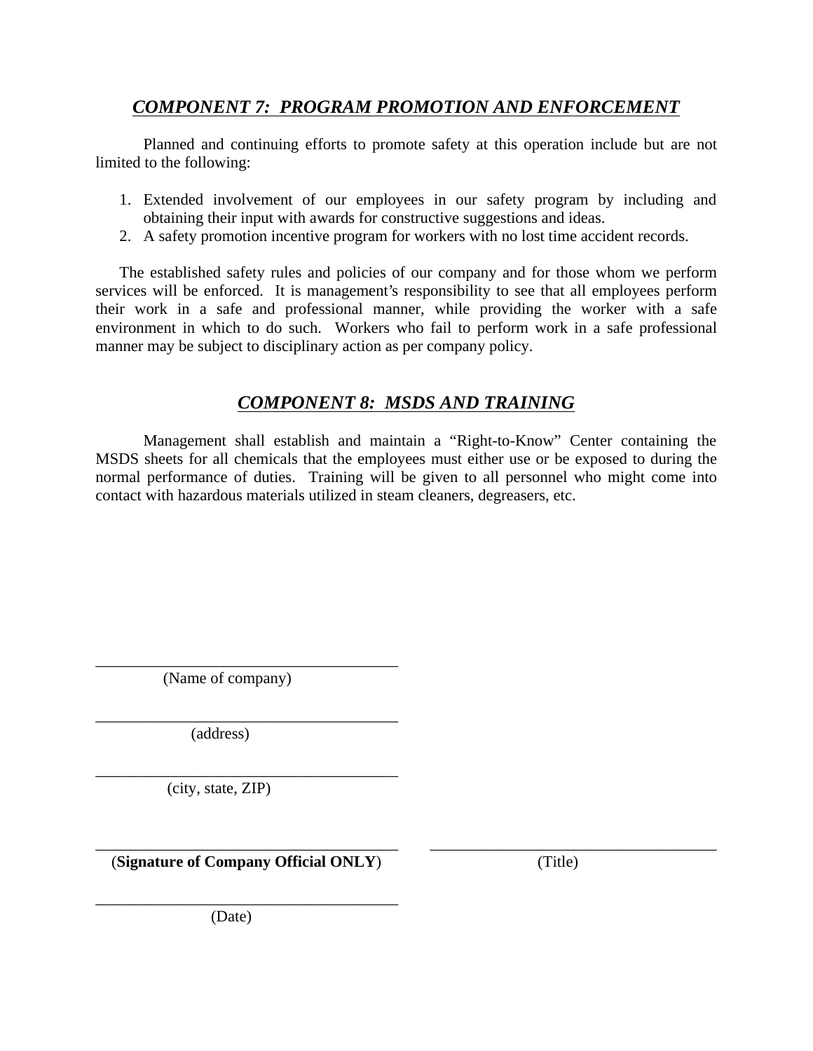## ***COMPONENT 7: PROGRAM PROMOTION AND ENFORCEMENT***

Planned and continuing efforts to promote safety at this operation include but are not limited to the following:

1. Extended involvement of our employees in our safety program by including and obtaining their input with awards for constructive suggestions and ideas.
2. A safety promotion incentive program for workers with no lost time accident records.

The established safety rules and policies of our company and for those whom we perform services will be enforced. It is management's responsibility to see that all employees perform their work in a safe and professional manner, while providing the worker with a safe environment in which to do such. Workers who fail to perform work in a safe professional manner may be subject to disciplinary action as per company policy.

## ***COMPONENT 8: MSDS AND TRAINING***

Management shall establish and maintain a "Right-to-Know" Center containing the MSDS sheets for all chemicals that the employees must either use or be exposed to during the normal performance of duties. Training will be given to all personnel who might come into contact with hazardous materials utilized in steam cleaners, degreasers, etc.

_______________________________________
(Name of company)

_______________________________________
(address)

_______________________________________
(city, state, ZIP)

_______________________________________ _______________________________________
(**Signature of Company Official ONLY**) (Title)

_______________________________________
(Date)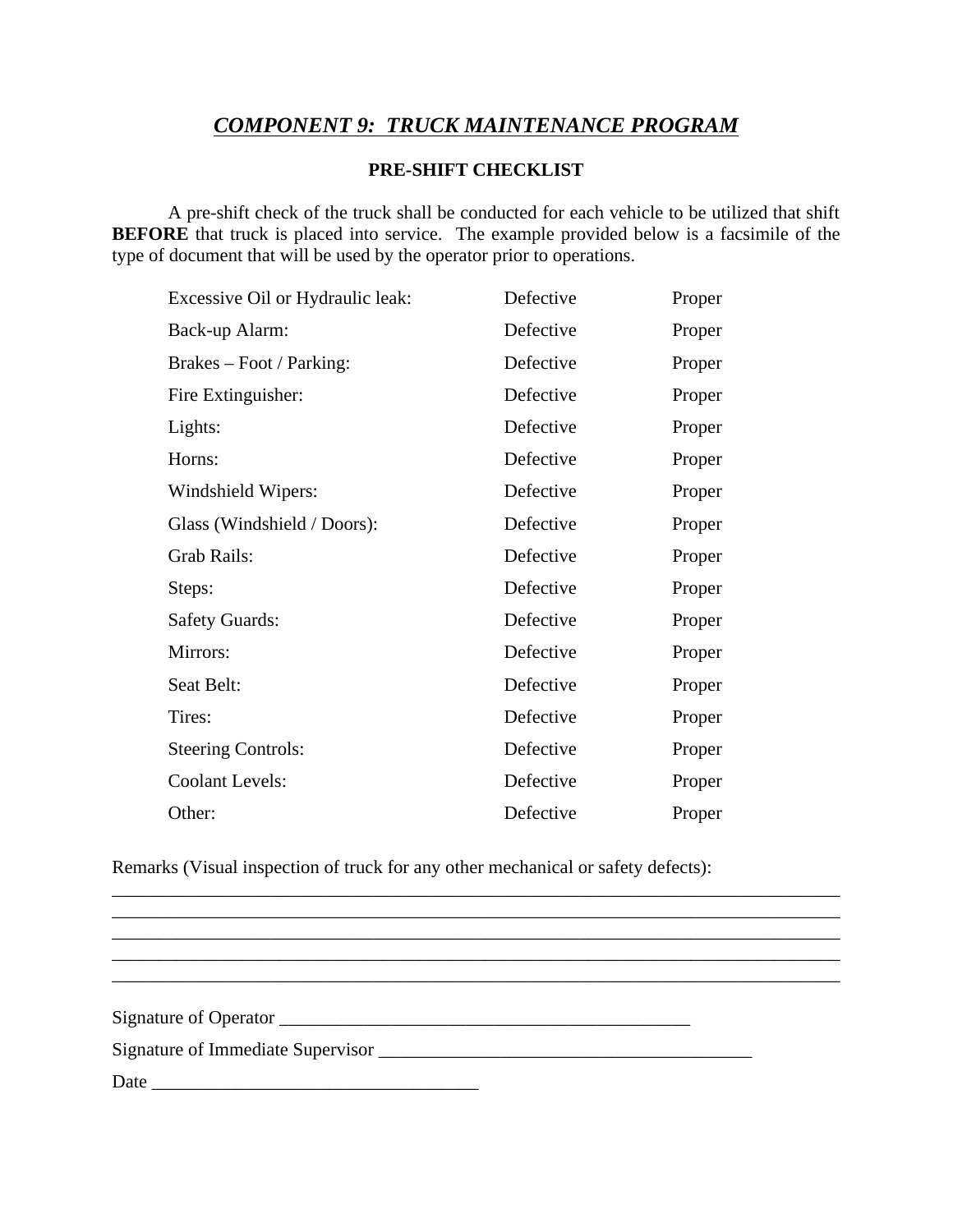# *COMPONENT 9: TRUCK MAINTENANCE PROGRAM*

## PRE-SHIFT CHECKLIST

A pre-shift check of the truck shall be conducted for each vehicle to be utilized that shift **BEFORE** that truck is placed into service. The example provided below is a facsimile of the type of document that will be used by the operator prior to operations.

| | | |
|---|---|---|
| Excessive Oil or Hydraulic leak: | Defective | Proper |
| Back-up Alarm: | Defective | Proper |
| Brakes – Foot / Parking: | Defective | Proper |
| Fire Extinguisher: | Defective | Proper |
| Lights: | Defective | Proper |
| Horns: | Defective | Proper |
| Windshield Wipers: | Defective | Proper |
| Glass (Windshield / Doors): | Defective | Proper |
| Grab Rails: | Defective | Proper |
| Steps: | Defective | Proper |
| Safety Guards: | Defective | Proper |
| Mirrors: | Defective | Proper |
| Seat Belt: | Defective | Proper |
| Tires: | Defective | Proper |
| Steering Controls: | Defective | Proper |
| Coolant Levels: | Defective | Proper |
| Other: | Defective | Proper |

Remarks (Visual inspection of truck for any other mechanical or safety defects):
_______________________________________________________________________________
_______________________________________________________________________________
_______________________________________________________________________________
_______________________________________________________________________________
_______________________________________________________________________________

Signature of Operator _____________________________________________

Signature of Immediate Supervisor _________________________________________

Date ___________________________________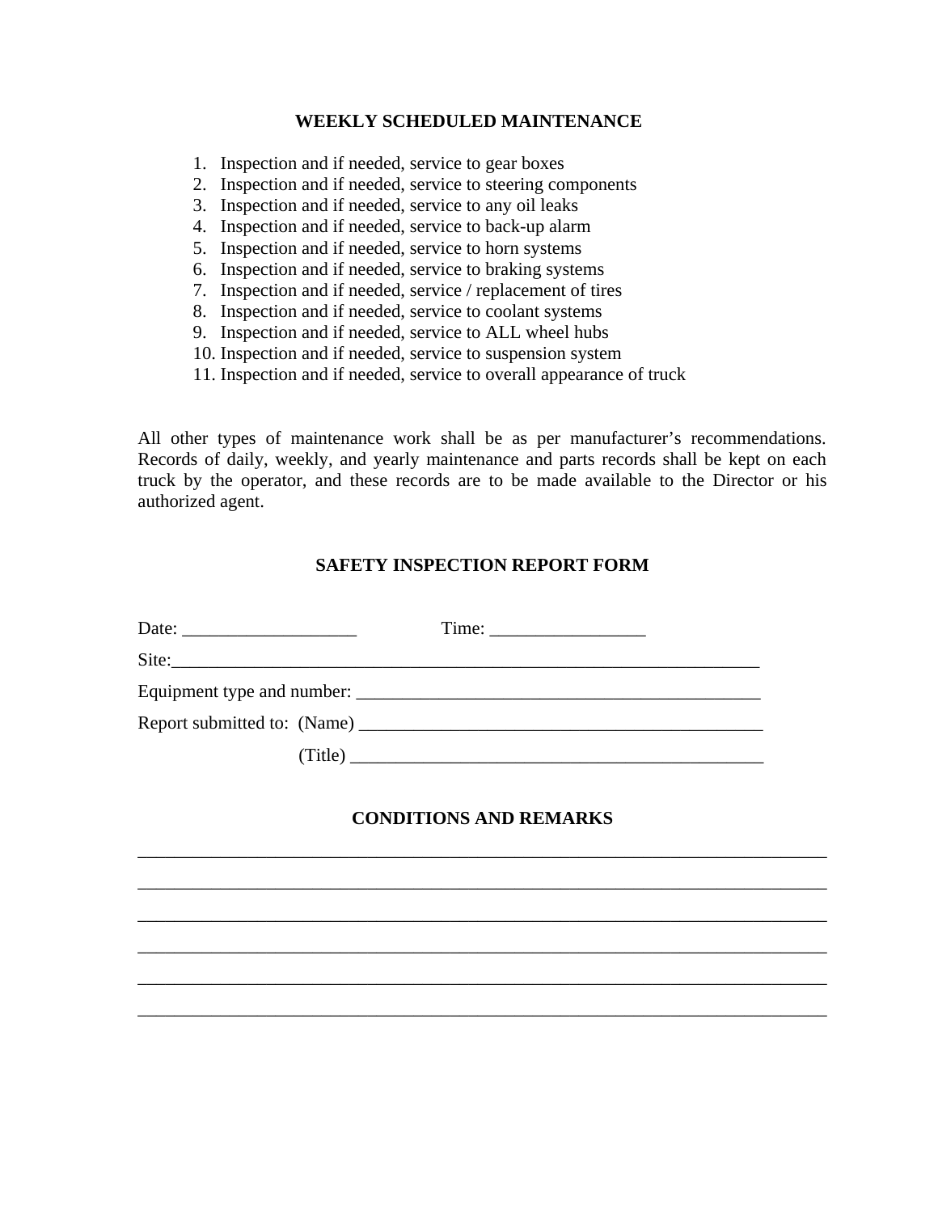## WEEKLY SCHEDULED MAINTENANCE

1. Inspection and if needed, service to gear boxes
2. Inspection and if needed, service to steering components
3. Inspection and if needed, service to any oil leaks
4. Inspection and if needed, service to back-up alarm
5. Inspection and if needed, service to horn systems
6. Inspection and if needed, service to braking systems
7. Inspection and if needed, service / replacement of tires
8. Inspection and if needed, service to coolant systems
9. Inspection and if needed, service to ALL wheel hubs
10. Inspection and if needed, service to suspension system
11. Inspection and if needed, service to overall appearance of truck

All other types of maintenance work shall be as per manufacturer's recommendations. Records of daily, weekly, and yearly maintenance and parts records shall be kept on each truck by the operator, and these records are to be made available to the Director or his authorized agent.

## SAFETY INSPECTION REPORT FORM

Date: ___________________ Time: _________________

Site:_____________________________________________________________________

Equipment type and number: _____________________________________________

Report submitted to: (Name) _____________________________________________

(Title) _______________________________________________

## CONDITIONS AND REMARKS

_____________________________________________________________________________

_____________________________________________________________________________

_____________________________________________________________________________

_____________________________________________________________________________

_____________________________________________________________________________

_____________________________________________________________________________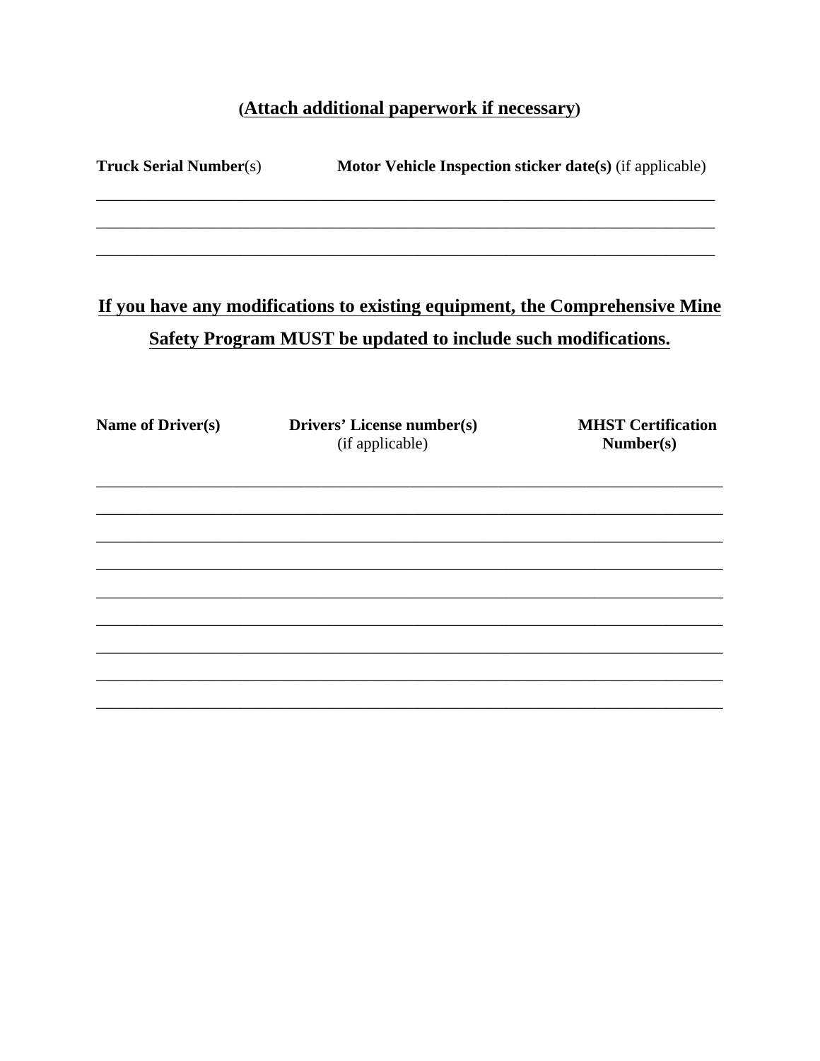(**Attach additional paperwork if necessary**)

| **Truck Serial Number**(s) | **Motor Vehicle Inspection sticker date(s)** (if applicable) |
|---|---|
| | |
| | |
| | |

**If you have any modifications to existing equipment, the Comprehensive Mine Safety Program MUST be updated to include such modifications.**

| **Name of Driver(s)** | **Drivers' License number(s)** (if applicable) | **MHST Certification Number(s)** |
|---|---|---|
| | | |
| | | |
| | | |
| | | |
| | | |
| | | |
| | | |
| | | |
| | | |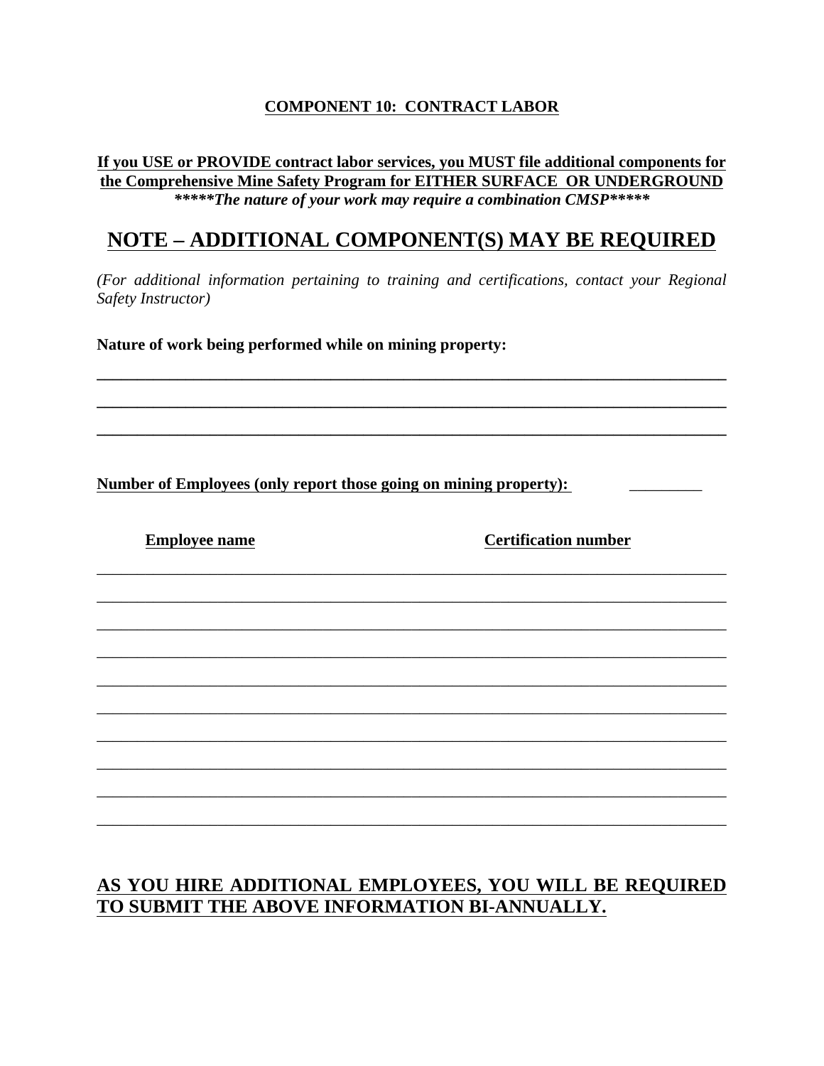## COMPONENT 10: CONTRACT LABOR

**If you USE or PROVIDE contract labor services, you MUST file additional components for the Comprehensive Mine Safety Program for EITHER SURFACE OR UNDERGROUND**
***\*\*\*\*\*The nature of your work may require a combination CMSP\*\*\*\*\****

# NOTE – ADDITIONAL COMPONENT(S) MAY BE REQUIRED

*(For additional information pertaining to training and certifications, contact your Regional Safety Instructor)*

**Nature of work being performed while on mining property:**

______________________________________________________________________________

______________________________________________________________________________

______________________________________________________________________________

**Number of Employees (only report those going on mining property):** _________

| Employee name | Certification number |
|---|---|
| | |
| | |
| | |
| | |
| | |
| | |
| | |
| | |
| | |
| | |

**AS YOU HIRE ADDITIONAL EMPLOYEES, YOU WILL BE REQUIRED TO SUBMIT THE ABOVE INFORMATION BI-ANNUALLY.**